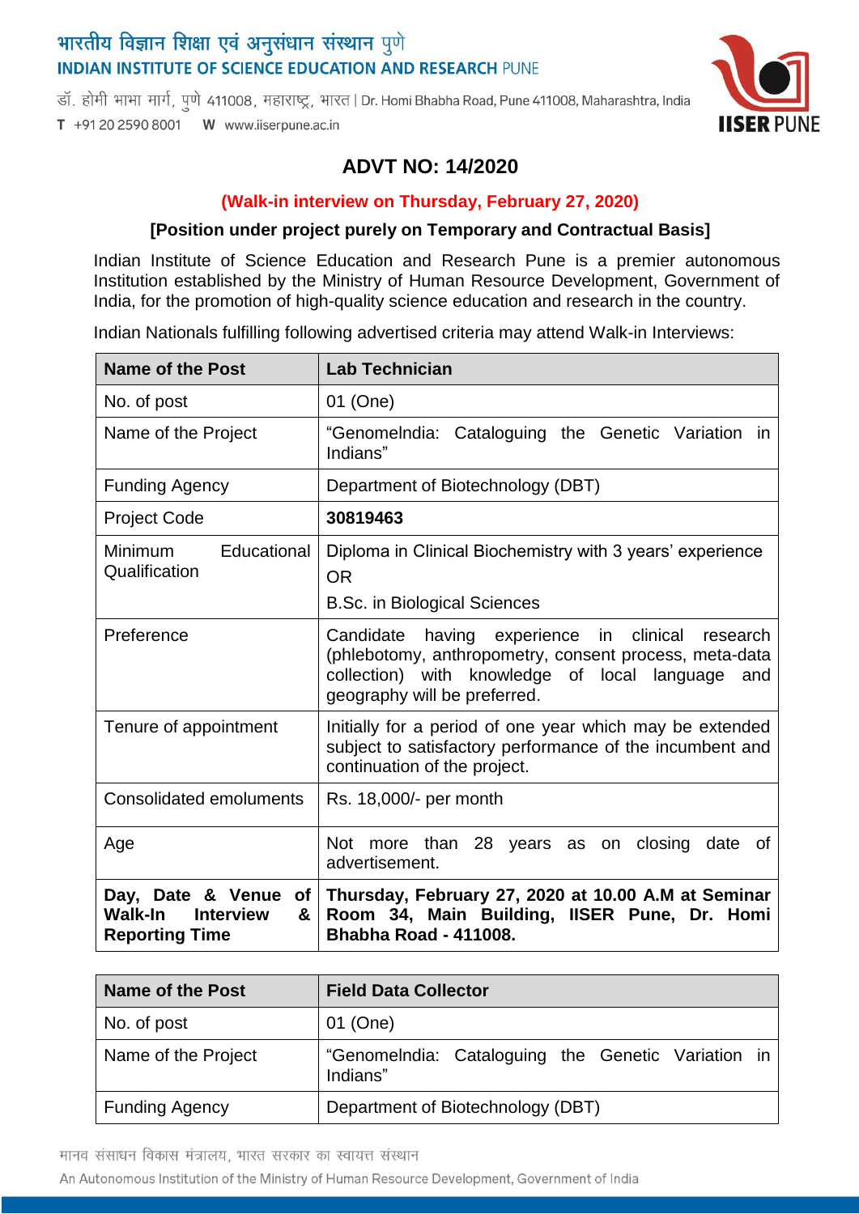भारतीय विज्ञान शिक्षा एवं अनुसंधान संस्थान पुणे
INDIAN INSTITUTE OF SCIENCE EDUCATION AND RESEARCH PUNE

डॉ. होमी भाभा मार्ग, पुणे 411008, महाराष्ट्र, भारत | Dr. Homi Bhabha Road, Pune 411008, Maharashtra, India

T +91 20 2590 8001 W www.iiserpune.ac.in

# ADVT NO: 14/2020

**(Walk-in interview on Thursday, February 27, 2020)**

**[Position under project purely on Temporary and Contractual Basis]**

Indian Institute of Science Education and Research Pune is a premier autonomous Institution established by the Ministry of Human Resource Development, Government of India, for the promotion of high-quality science education and research in the country.

Indian Nationals fulfilling following advertised criteria may attend Walk-in Interviews:

| **Name of the Post** | **Lab Technician** |
|---|---|
| No. of post | 01 (One) |
| Name of the Project | "GenomeIndia: Cataloguing the Genetic Variation in Indians" |
| Funding Agency | Department of Biotechnology (DBT) |
| Project Code | **30819463** |
| Minimum Educational Qualification | Diploma in Clinical Biochemistry with 3 years' experience<br>OR<br>B.Sc. in Biological Sciences |
| Preference | Candidate having experience in clinical research (phlebotomy, anthropometry, consent process, meta-data collection) with knowledge of local language and geography will be preferred. |
| Tenure of appointment | Initially for a period of one year which may be extended subject to satisfactory performance of the incumbent and continuation of the project. |
| Consolidated emoluments | Rs. 18,000/- per month |
| Age | Not more than 28 years as on closing date of advertisement. |
| **Day, Date & Venue of Walk-In Interview & Reporting Time** | **Thursday, February 27, 2020 at 10.00 A.M at Seminar Room 34, Main Building, IISER Pune, Dr. Homi Bhabha Road - 411008.** |

| **Name of the Post** | **Field Data Collector** |
|---|---|
| No. of post | 01 (One) |
| Name of the Project | "GenomeIndia: Cataloguing the Genetic Variation in Indians" |
| Funding Agency | Department of Biotechnology (DBT) |

मानव संसाधन विकास मंत्रालय, भारत सरकार का स्वायत्त संस्थान

An Autonomous Institution of the Ministry of Human Resource Development, Government of India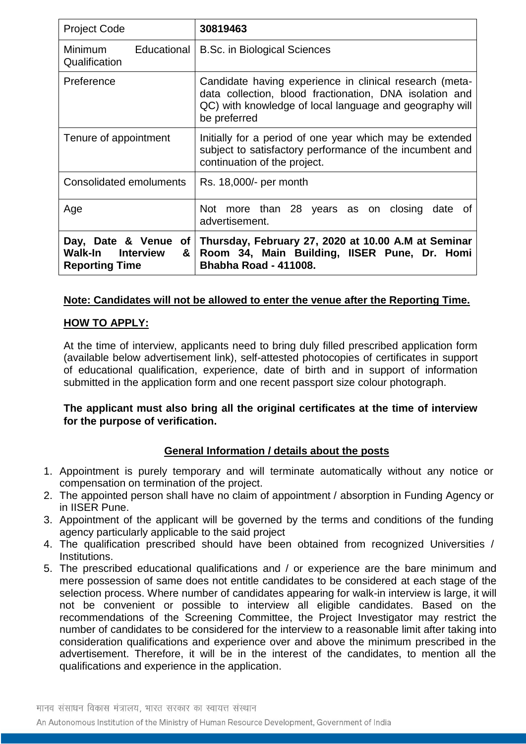| Project Code | **30819463** |
|---|---|
| Minimum Educational Qualification | B.Sc. in Biological Sciences |
| Preference | Candidate having experience in clinical research (meta-data collection, blood fractionation, DNA isolation and QC) with knowledge of local language and geography will be preferred |
| Tenure of appointment | Initially for a period of one year which may be extended subject to satisfactory performance of the incumbent and continuation of the project. |
| Consolidated emoluments | Rs. 18,000/- per month |
| Age | Not more than 28 years as on closing date of advertisement. |
| **Day, Date & Venue of Walk-In Interview & Reporting Time** | **Thursday, February 27, 2020 at 10.00 A.M at Seminar Room 34, Main Building, IISER Pune, Dr. Homi Bhabha Road - 411008.** |

**Note: Candidates will not be allowed to enter the venue after the Reporting Time.**

**HOW TO APPLY:**

At the time of interview, applicants need to bring duly filled prescribed application form (available below advertisement link), self-attested photocopies of certificates in support of educational qualification, experience, date of birth and in support of information submitted in the application form and one recent passport size colour photograph.

**The applicant must also bring all the original certificates at the time of interview for the purpose of verification.**

**General Information / details about the posts**

1. Appointment is purely temporary and will terminate automatically without any notice or compensation on termination of the project.
2. The appointed person shall have no claim of appointment / absorption in Funding Agency or in IISER Pune.
3. Appointment of the applicant will be governed by the terms and conditions of the funding agency particularly applicable to the said project
4. The qualification prescribed should have been obtained from recognized Universities / Institutions.
5. The prescribed educational qualifications and / or experience are the bare minimum and mere possession of same does not entitle candidates to be considered at each stage of the selection process. Where number of candidates appearing for walk-in interview is large, it will not be convenient or possible to interview all eligible candidates. Based on the recommendations of the Screening Committee, the Project Investigator may restrict the number of candidates to be considered for the interview to a reasonable limit after taking into consideration qualifications and experience over and above the minimum prescribed in the advertisement. Therefore, it will be in the interest of the candidates, to mention all the qualifications and experience in the application.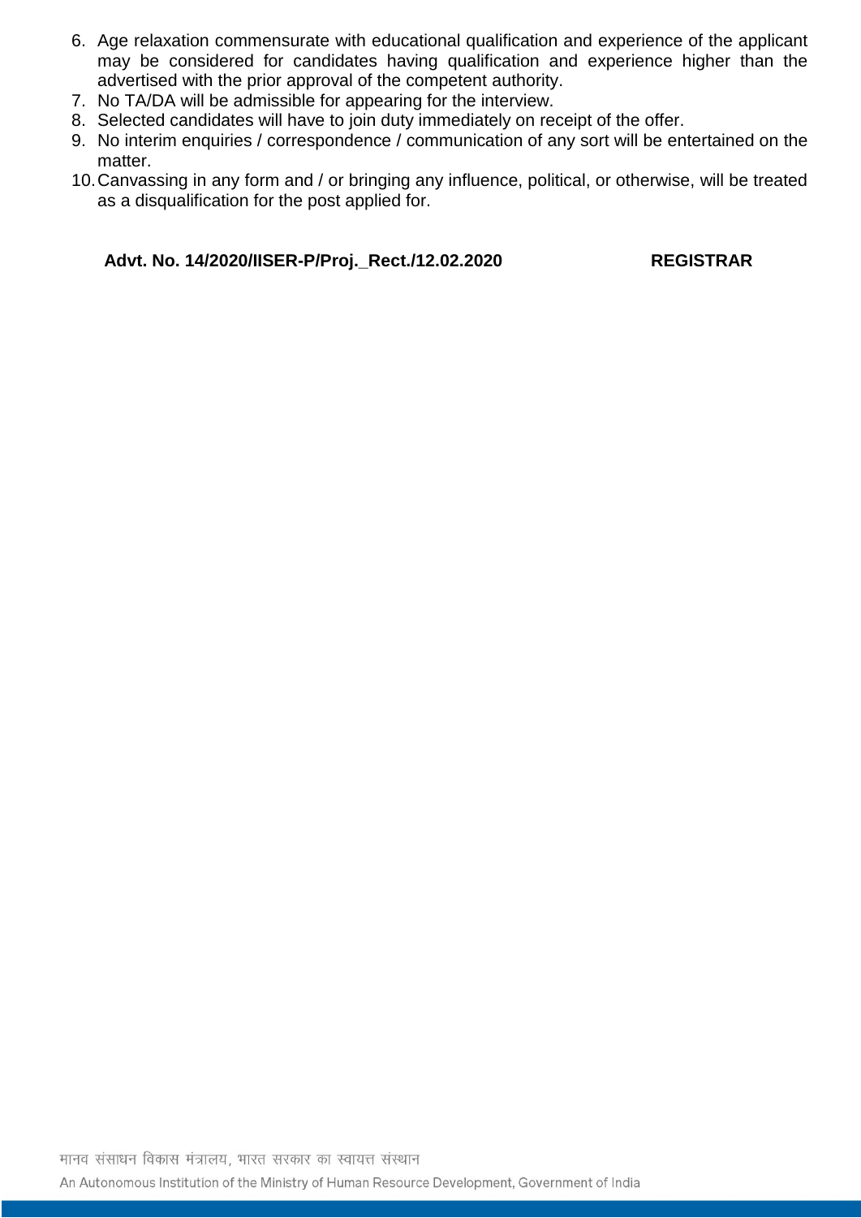6. Age relaxation commensurate with educational qualification and experience of the applicant may be considered for candidates having qualification and experience higher than the advertised with the prior approval of the competent authority.
7. No TA/DA will be admissible for appearing for the interview.
8. Selected candidates will have to join duty immediately on receipt of the offer.
9. No interim enquiries / correspondence / communication of any sort will be entertained on the matter.
10. Canvassing in any form and / or bringing any influence, political, or otherwise, will be treated as a disqualification for the post applied for.

**Advt. No. 14/2020/IISER-P/Proj._Rect./12.02.2020** **REGISTRAR**

मानव संसाधन विकास मंत्रालय, भारत सरकार का स्वायत्त संस्थान

An Autonomous Institution of the Ministry of Human Resource Development, Government of India